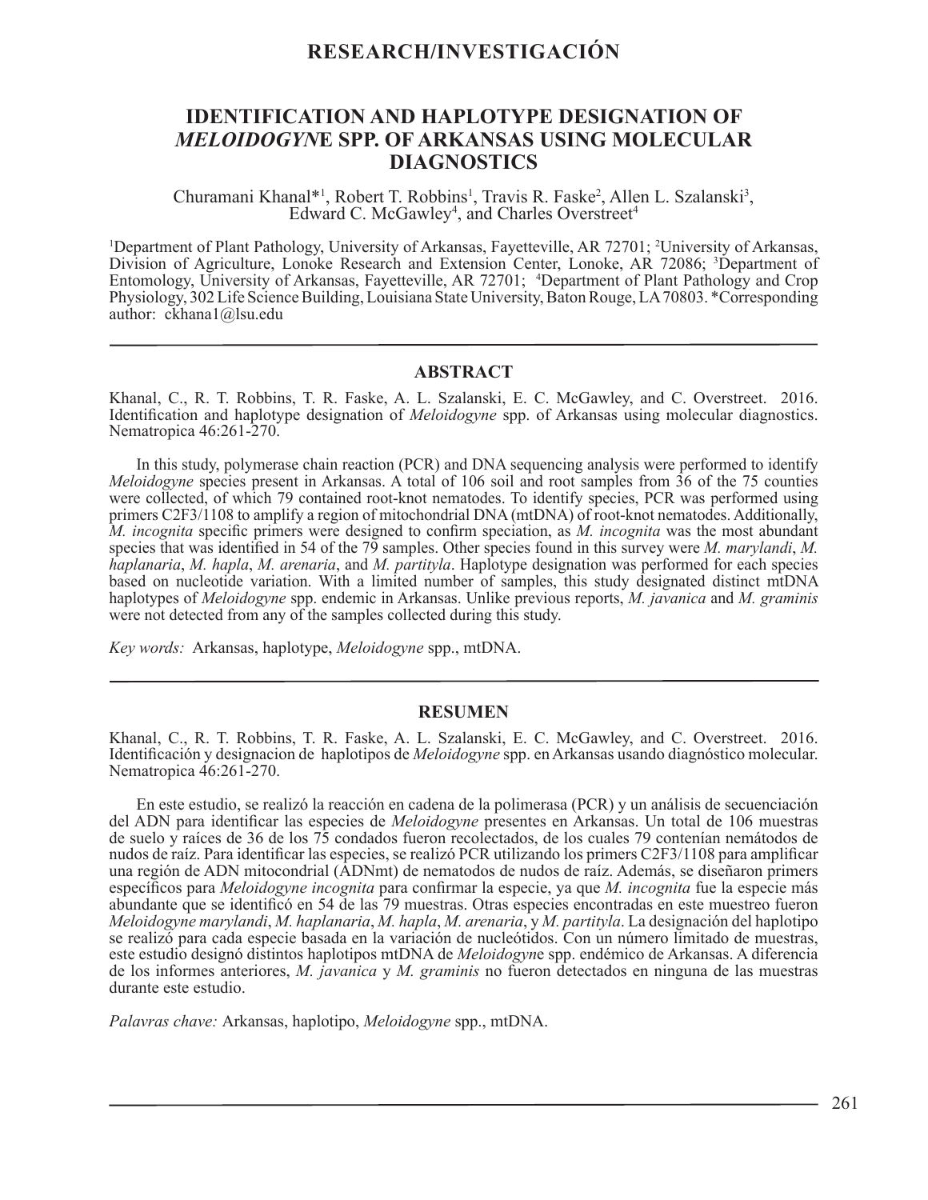# RESEARCH/INVESTIGACIÓN

## IDENTIFICATION AND HAPLOTYPE DESIGNATION OF *MELOIDOGYN*E SPP. OF ARKANSAS USING MOLECULAR DIAGNOSTICS

Churamani Khanal*[1], Robert T. Robbins[1], Travis R. Faske[2], Allen L. Szalanski[3], Edward C. McGawley[4], and Charles Overstreet[4]

[1]Department of Plant Pathology, University of Arkansas, Fayetteville, AR 72701; [2]University of Arkansas, Division of Agriculture, Lonoke Research and Extension Center, Lonoke, AR 72086; [3]Department of Entomology, University of Arkansas, Fayetteville, AR 72701; [4]Department of Plant Pathology and Crop Physiology, 302 Life Science Building, Louisiana State University, Baton Rouge, LA 70803. *Corresponding author: ckhana1@lsu.edu

---

### ABSTRACT

Khanal, C., R. T. Robbins, T. R. Faske, A. L. Szalanski, E. C. McGawley, and C. Overstreet. 2016. Identification and haplotype designation of *Meloidogyne* spp. of Arkansas using molecular diagnostics. Nematropica 46:261-270.

In this study, polymerase chain reaction (PCR) and DNA sequencing analysis were performed to identify *Meloidogyne* species present in Arkansas. A total of 106 soil and root samples from 36 of the 75 counties were collected, of which 79 contained root-knot nematodes. To identify species, PCR was performed using primers C2F3/1108 to amplify a region of mitochondrial DNA (mtDNA) of root-knot nematodes. Additionally, *M. incognita* specific primers were designed to confirm speciation, as *M. incognita* was the most abundant species that was identified in 54 of the 79 samples. Other species found in this survey were *M. marylandi*, *M. haplanaria*, *M. hapla*, *M. arenaria*, and *M. partityla*. Haplotype designation was performed for each species based on nucleotide variation. With a limited number of samples, this study designated distinct mtDNA haplotypes of *Meloidogyne* spp. endemic in Arkansas. Unlike previous reports, *M. javanica* and *M. graminis* were not detected from any of the samples collected during this study.

*Key words:* Arkansas, haplotype, *Meloidogyne* spp., mtDNA.

---

### RESUMEN

Khanal, C., R. T. Robbins, T. R. Faske, A. L. Szalanski, E. C. McGawley, and C. Overstreet. 2016. Identificación y designacion de haplotipos de *Meloidogyne* spp. en Arkansas usando diagnóstico molecular. Nematropica 46:261-270.

En este estudio, se realizó la reacción en cadena de la polimerasa (PCR) y un análisis de secuenciación del ADN para identificar las especies de *Meloidogyne* presentes en Arkansas. Un total de 106 muestras de suelo y raíces de 36 de los 75 condados fueron recolectados, de los cuales 79 contenían nemátodos de nudos de raíz. Para identificar las especies, se realizó PCR utilizando los primers C2F3/1108 para amplificar una región de ADN mitocondrial (ADNmt) de nematodos de nudos de raíz. Además, se diseñaron primers específicos para *Meloidogyne incognita* para confirmar la especie, ya que *M. incognita* fue la especie más abundante que se identificó en 54 de las 79 muestras. Otras especies encontradas en este muestreo fueron *Meloidogyne marylandi*, *M. haplanaria*, *M. hapla*, *M. arenaria*, y *M. partityla*. La designación del haplotipo se realizó para cada especie basada en la variación de nucleótidos. Con un número limitado de muestras, este estudio designó distintos haplotipos mtDNA de *Meloidogyn*e spp. endémico de Arkansas. A diferencia de los informes anteriores, *M. javanica* y *M. graminis* no fueron detectados en ninguna de las muestras durante este estudio.

*Palavras chave:* Arkansas, haplotipo, *Meloidogyne* spp., mtDNA.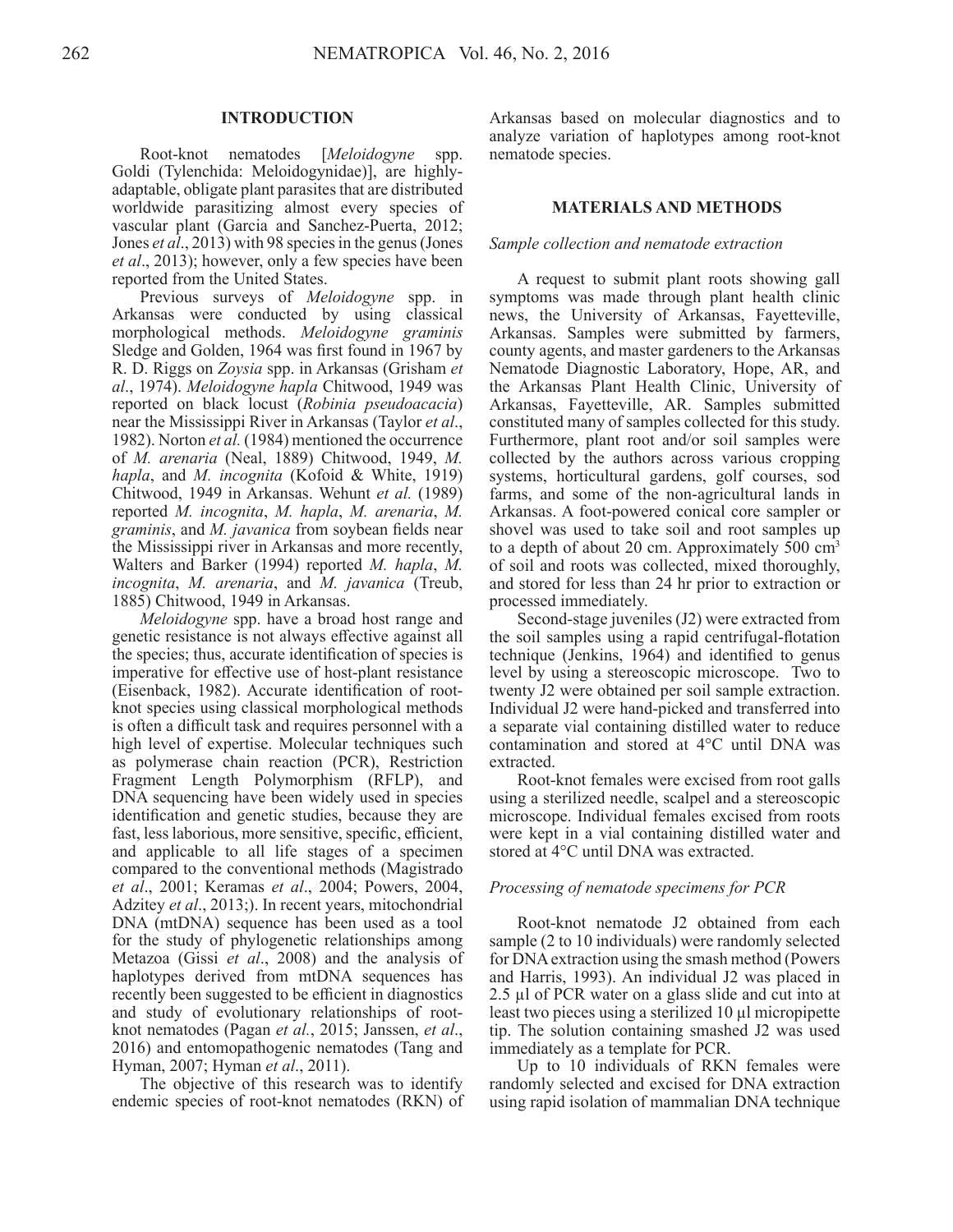## INTRODUCTION

Root-knot nematodes [*Meloidogyne* spp. Goldi (Tylenchida: Meloidogynidae)], are highly-adaptable, obligate plant parasites that are distributed worldwide parasitizing almost every species of vascular plant (Garcia and Sanchez-Puerta, 2012; Jones *et al*., 2013) with 98 species in the genus (Jones *et al*., 2013); however, only a few species have been reported from the United States.

Previous surveys of *Meloidogyne* spp. in Arkansas were conducted by using classical morphological methods. *Meloidogyne graminis* Sledge and Golden, 1964 was first found in 1967 by R. D. Riggs on *Zoysia* spp. in Arkansas (Grisham *et al*., 1974). *Meloidogyne hapla* Chitwood, 1949 was reported on black locust (*Robinia pseudoacacia*) near the Mississippi River in Arkansas (Taylor *et al*., 1982). Norton *et al.* (1984) mentioned the occurrence of *M. arenaria* (Neal, 1889) Chitwood, 1949, *M. hapla*, and *M. incognita* (Kofoid & White, 1919) Chitwood, 1949 in Arkansas. Wehunt *et al.* (1989) reported *M. incognita*, *M. hapla*, *M. arenaria*, *M. graminis*, and *M. javanica* from soybean fields near the Mississippi river in Arkansas and more recently, Walters and Barker (1994) reported *M. hapla*, *M. incognita*, *M. arenaria*, and *M. javanica* (Treub, 1885) Chitwood, 1949 in Arkansas.

*Meloidogyne* spp. have a broad host range and genetic resistance is not always effective against all the species; thus, accurate identification of species is imperative for effective use of host-plant resistance (Eisenback, 1982). Accurate identification of root-knot species using classical morphological methods is often a difficult task and requires personnel with a high level of expertise. Molecular techniques such as polymerase chain reaction (PCR), Restriction Fragment Length Polymorphism (RFLP), and DNA sequencing have been widely used in species identification and genetic studies, because they are fast, less laborious, more sensitive, specific, efficient, and applicable to all life stages of a specimen compared to the conventional methods (Magistrado *et al*., 2001; Keramas *et al*., 2004; Powers, 2004, Adzitey *et al*., 2013;). In recent years, mitochondrial DNA (mtDNA) sequence has been used as a tool for the study of phylogenetic relationships among Metazoa (Gissi *et al*., 2008) and the analysis of haplotypes derived from mtDNA sequences has recently been suggested to be efficient in diagnostics and study of evolutionary relationships of root-knot nematodes (Pagan *et al.*, 2015; Janssen, *et al*., 2016) and entomopathogenic nematodes (Tang and Hyman, 2007; Hyman *et al*., 2011).

The objective of this research was to identify endemic species of root-knot nematodes (RKN) of Arkansas based on molecular diagnostics and to analyze variation of haplotypes among root-knot nematode species.

## MATERIALS AND METHODS

### *Sample collection and nematode extraction*

A request to submit plant roots showing gall symptoms was made through plant health clinic news, the University of Arkansas, Fayetteville, Arkansas. Samples were submitted by farmers, county agents, and master gardeners to the Arkansas Nematode Diagnostic Laboratory, Hope, AR, and the Arkansas Plant Health Clinic, University of Arkansas, Fayetteville, AR. Samples submitted constituted many of samples collected for this study. Furthermore, plant root and/or soil samples were collected by the authors across various cropping systems, horticultural gardens, golf courses, sod farms, and some of the non-agricultural lands in Arkansas. A foot-powered conical core sampler or shovel was used to take soil and root samples up to a depth of about 20 cm. Approximately 500 $cm^3$ of soil and roots was collected, mixed thoroughly, and stored for less than 24 hr prior to extraction or processed immediately.

Second-stage juveniles (J2) were extracted from the soil samples using a rapid centrifugal-flotation technique (Jenkins, 1964) and identified to genus level by using a stereoscopic microscope. Two to twenty J2 were obtained per soil sample extraction. Individual J2 were hand-picked and transferred into a separate vial containing distilled water to reduce contamination and stored at 4°C until DNA was extracted.

Root-knot females were excised from root galls using a sterilized needle, scalpel and a stereoscopic microscope. Individual females excised from roots were kept in a vial containing distilled water and stored at 4°C until DNA was extracted.

### *Processing of nematode specimens for PCR*

Root-knot nematode J2 obtained from each sample (2 to 10 individuals) were randomly selected for DNA extraction using the smash method (Powers and Harris, 1993). An individual J2 was placed in 2.5 µl of PCR water on a glass slide and cut into at least two pieces using a sterilized 10 µl micropipette tip. The solution containing smashed J2 was used immediately as a template for PCR.

Up to 10 individuals of RKN females were randomly selected and excised for DNA extraction using rapid isolation of mammalian DNA technique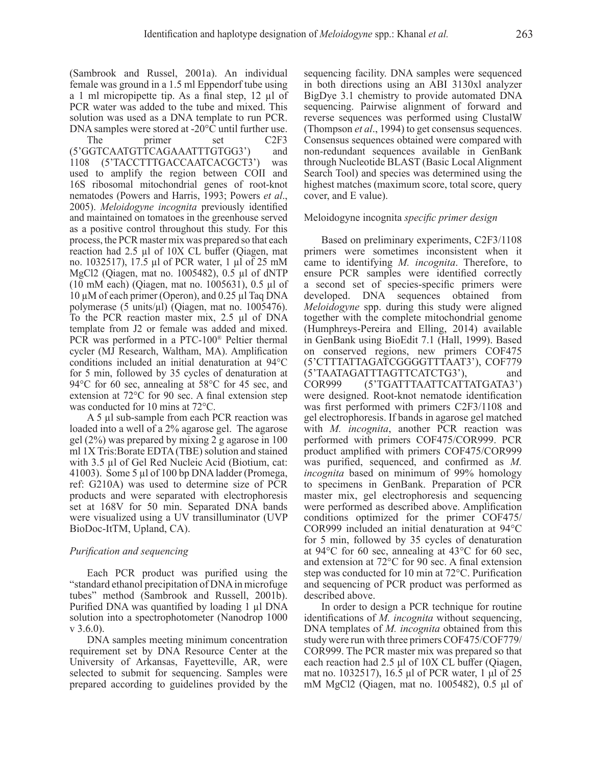(Sambrook and Russel, 2001a). An individual female was ground in a 1.5 ml Eppendorf tube using a 1 ml micropipette tip. As a final step, 12 µl of PCR water was added to the tube and mixed. This solution was used as a DNA template to run PCR. DNA samples were stored at -20°C until further use.

The primer set C2F3 (5'GGTCAATGTTCAGAAATTTGTGG3') and 1108 (5'TACCTTTGACCAATCACGCT3') was used to amplify the region between COII and 16S ribosomal mitochondrial genes of root-knot nematodes (Powers and Harris, 1993; Powers *et al*., 2005). *Meloidogyne incognita* previously identified and maintained on tomatoes in the greenhouse served as a positive control throughout this study. For this process, the PCR master mix was prepared so that each reaction had 2.5 µl of 10X CL buffer (Qiagen, mat no. 1032517), 17.5 µl of PCR water, 1 µl of 25 mM $MgCl_2$ (Qiagen, mat no. 1005482), 0.5 µl of dNTP (10 mM each) (Qiagen, mat no. 1005631), 0.5 µl of 10 µM of each primer (Operon), and 0.25 µl Taq DNA polymerase (5 units/µl) (Qiagen, mat no. 1005476). To the PCR reaction master mix, 2.5 µl of DNA template from J2 or female was added and mixed. PCR was performed in a PTC-100® Peltier thermal cycler (MJ Research, Waltham, MA). Amplification conditions included an initial denaturation at 94°C for 5 min, followed by 35 cycles of denaturation at 94°C for 60 sec, annealing at 58°C for 45 sec, and extension at 72°C for 90 sec. A final extension step was conducted for 10 mins at 72°C.

A 5 µl sub-sample from each PCR reaction was loaded into a well of a 2% agarose gel. The agarose gel (2%) was prepared by mixing 2 g agarose in 100 ml 1X Tris:Borate EDTA (TBE) solution and stained with 3.5 µl of Gel Red Nucleic Acid (Biotium, cat: 41003). Some 5 µl of 100 bp DNA ladder (Promega, ref: G210A) was used to determine size of PCR products and were separated with electrophoresis set at 168V for 50 min. Separated DNA bands were visualized using a UV transilluminator (UVP BioDoc-ItTM, Upland, CA).

### *Purification and sequencing*

Each PCR product was purified using the "standard ethanol precipitation of DNA in microfuge tubes" method (Sambrook and Russell, 2001b). Purified DNA was quantified by loading 1 µl DNA solution into a spectrophotometer (Nanodrop 1000 v 3.6.0).

DNA samples meeting minimum concentration requirement set by DNA Resource Center at the University of Arkansas, Fayetteville, AR, were selected to submit for sequencing. Samples were prepared according to guidelines provided by the sequencing facility. DNA samples were sequenced in both directions using an ABI 3130xl analyzer BigDye 3.1 chemistry to provide automated DNA sequencing. Pairwise alignment of forward and reverse sequences was performed using ClustalW (Thompson *et al*., 1994) to get consensus sequences. Consensus sequences obtained were compared with non-redundant sequences available in GenBank through Nucleotide BLAST (Basic Local Alignment Search Tool) and species was determined using the highest matches (maximum score, total score, query cover, and E value).

### Meloidogyne incognita *specific primer design*

Based on preliminary experiments, C2F3/1108 primers were sometimes inconsistent when it came to identifying *M. incognita*. Therefore, to ensure PCR samples were identified correctly a second set of species-specific primers were developed. DNA sequences obtained from *Meloidogyne* spp. during this study were aligned together with the complete mitochondrial genome (Humphreys-Pereira and Elling, 2014) available in GenBank using BioEdit 7.1 (Hall, 1999). Based on conserved regions, new primers COF475 (5'CTTTATTAGATCGGGGTTTAAT3'), COF779 (5'TAATAGATTTAGTTCATCTG3'), and COR999 (5'TGATTTAATTCATTATGATA3') were designed. Root-knot nematode identification was first performed with primers C2F3/1108 and gel electrophoresis. If bands in agarose gel matched with *M. incognita*, another PCR reaction was performed with primers COF475/COR999. PCR product amplified with primers COF475/COR999 was purified, sequenced, and confirmed as *M. incognita* based on minimum of 99% homology to specimens in GenBank. Preparation of PCR master mix, gel electrophoresis and sequencing were performed as described above. Amplification conditions optimized for the primer COF475/COR999 included an initial denaturation at 94°C for 5 min, followed by 35 cycles of denaturation at 94°C for 60 sec, annealing at 43°C for 60 sec, and extension at 72°C for 90 sec. A final extension step was conducted for 10 min at 72°C. Purification and sequencing of PCR product was performed as described above.

In order to design a PCR technique for routine identifications of *M. incognita* without sequencing, DNA templates of *M. incognita* obtained from this study were run with three primers COF475/COF779/COR999. The PCR master mix was prepared so that each reaction had 2.5 µl of 10X CL buffer (Qiagen, mat no. 1032517), 16.5 µl of PCR water, 1 µl of 25 mM $MgCl_2$ (Qiagen, mat no. 1005482), 0.5 µl of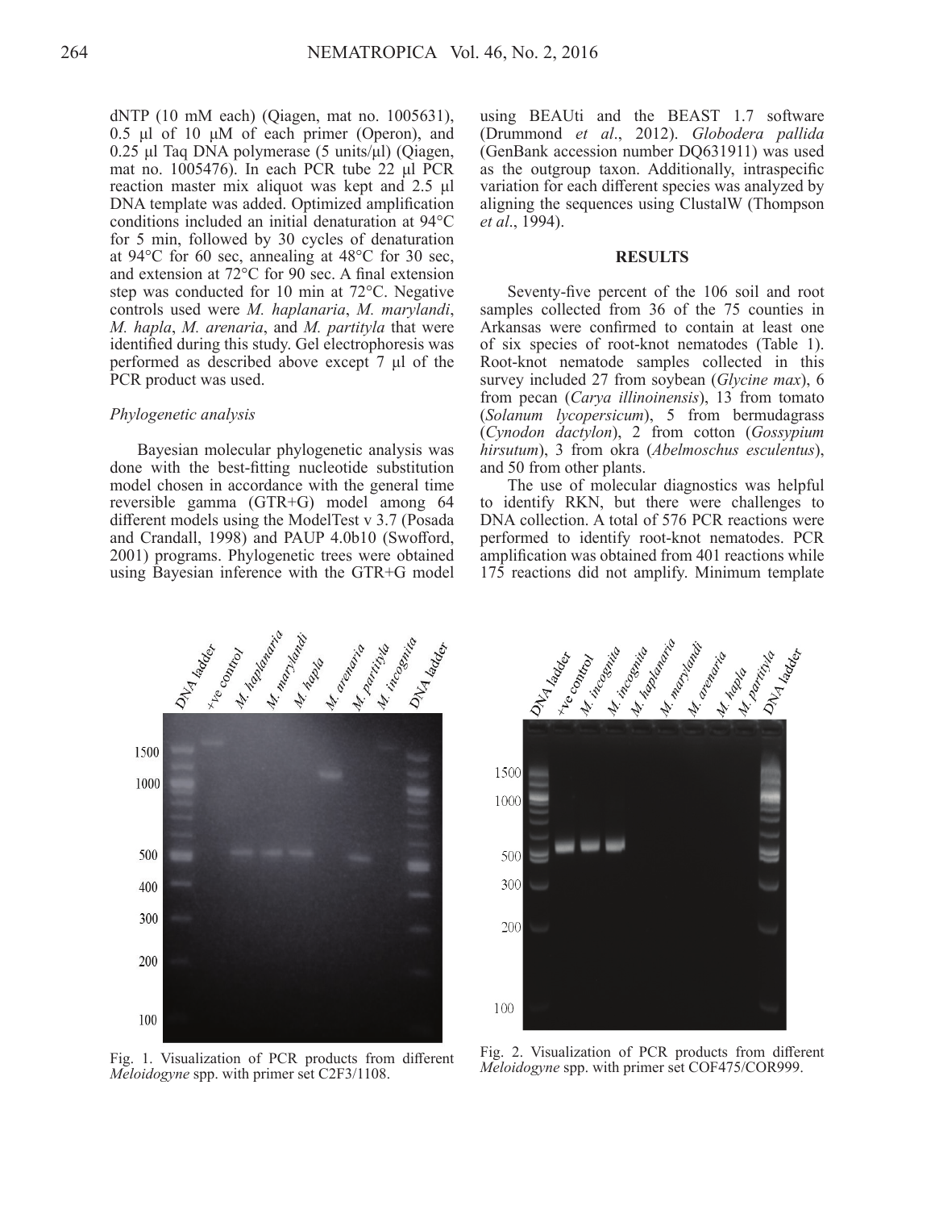dNTP (10 mM each) (Qiagen, mat no. 1005631), 0.5 µl of 10 µM of each primer (Operon), and 0.25 µl Taq DNA polymerase (5 units/µl) (Qiagen, mat no. 1005476). In each PCR tube 22 µl PCR reaction master mix aliquot was kept and 2.5 µl DNA template was added. Optimized amplification conditions included an initial denaturation at 94°C for 5 min, followed by 30 cycles of denaturation at 94°C for 60 sec, annealing at 48°C for 30 sec, and extension at 72°C for 90 sec. A final extension step was conducted for 10 min at 72°C. Negative controls used were *M. haplanaria*, *M. marylandi*, *M. hapla*, *M. arenaria*, and *M. partityla* that were identified during this study. Gel electrophoresis was performed as described above except 7 µl of the PCR product was used.

### *Phylogenetic analysis*

Bayesian molecular phylogenetic analysis was done with the best-fitting nucleotide substitution model chosen in accordance with the general time reversible gamma (GTR+G) model among 64 different models using the ModelTest v 3.7 (Posada and Crandall, 1998) and PAUP 4.0b10 (Swofford, 2001) programs. Phylogenetic trees were obtained using Bayesian inference with the GTR+G model using BEAUti and the BEAST 1.7 software (Drummond *et al*., 2012). *Globodera pallida* (GenBank accession number DQ631911) was used as the outgroup taxon. Additionally, intraspecific variation for each different species was analyzed by aligning the sequences using ClustalW (Thompson *et al*., 1994).

## RESULTS

Seventy-five percent of the 106 soil and root samples collected from 36 of the 75 counties in Arkansas were confirmed to contain at least one of six species of root-knot nematodes (Table 1). Root-knot nematode samples collected in this survey included 27 from soybean (*Glycine max*), 6 from pecan (*Carya illinoinensis*), 13 from tomato (*Solanum lycopersicum*), 5 from bermudagrass (*Cynodon dactylon*), 2 from cotton (*Gossypium hirsutum*), 3 from okra (*Abelmoschus esculentus*), and 50 from other plants.

The use of molecular diagnostics was helpful to identify RKN, but there were challenges to DNA collection. A total of 576 PCR reactions were performed to identify root-knot nematodes. PCR amplification was obtained from 401 reactions while 175 reactions did not amplify. Minimum template

Fig. 1. Visualization of PCR products from different *Meloidogyne* spp. with primer set C2F3/1108.

Fig. 2. Visualization of PCR products from different *Meloidogyne* spp. with primer set COF475/COR999.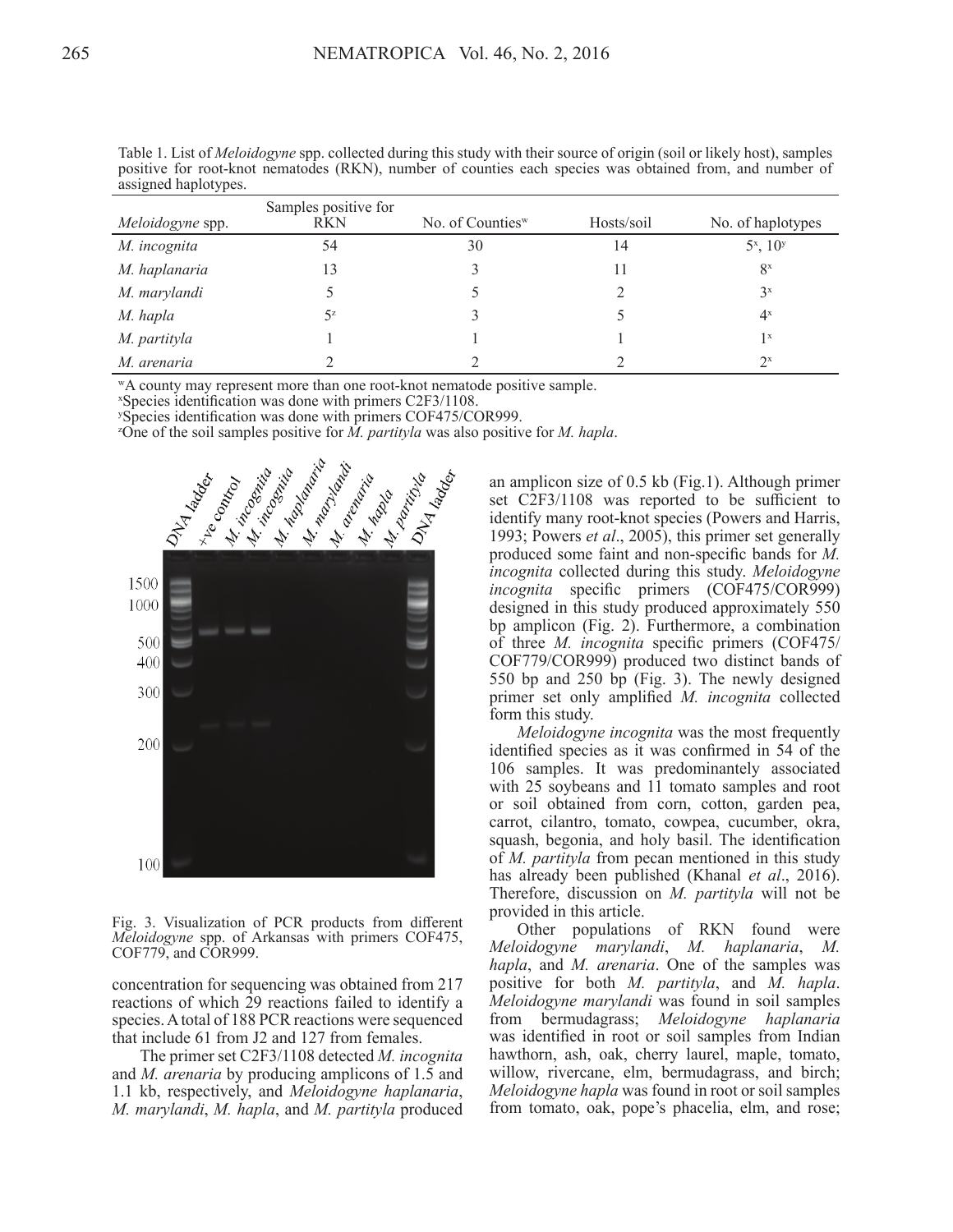Table 1. List of *Meloidogyne* spp. collected during this study with their source of origin (soil or likely host), samples positive for root-knot nematodes (RKN), number of counties each species was obtained from, and number of assigned haplotypes.

| *Meloidogyne* spp. | Samples positive for RKN | No. of Counties[w] | Hosts/soil | No. of haplotypes |
|---|---|---|---|---|
| *M. incognita* | 54 | 30 | 14 | 5[x], 10[y] |
| *M. haplanaria* | 13 | 3 | 11 | 8[x] |
| *M. marylandi* | 5 | 5 | 2 | 3[x] |
| *M. hapla* | 5[z] | 3 | 5 | 4[x] |
| *M. partityla* | 1 | 1 | 1 | 1[x] |
| *M. arenaria* | 2 | 2 | 2 | 2[x] |

[w]A county may represent more than one root-knot nematode positive sample.
[x]Species identification was done with primers C2F3/1108.
[y]Species identification was done with primers COF475/COR999.
[z]One of the soil samples positive for *M. partityla* was also positive for *M. hapla*.

Fig. 3. Visualization of PCR products from different *Meloidogyne* spp. of Arkansas with primers COF475, COF779, and COR999.

concentration for sequencing was obtained from 217 reactions of which 29 reactions failed to identify a species. A total of 188 PCR reactions were sequenced that include 61 from J2 and 127 from females.

The primer set C2F3/1108 detected *M. incognita* and *M. arenaria* by producing amplicons of 1.5 and 1.1 kb, respectively, and *Meloidogyne haplanaria*, *M. marylandi*, *M. hapla*, and *M. partityla* produced an amplicon size of 0.5 kb (Fig.1). Although primer set C2F3/1108 was reported to be sufficient to identify many root-knot species (Powers and Harris, 1993; Powers *et al*., 2005), this primer set generally produced some faint and non-specific bands for *M. incognita* collected during this study. *Meloidogyne incognita* specific primers (COF475/COR999) designed in this study produced approximately 550 bp amplicon (Fig. 2). Furthermore, a combination of three *M. incognita* specific primers (COF475/ COF779/COR999) produced two distinct bands of 550 bp and 250 bp (Fig. 3). The newly designed primer set only amplified *M. incognita* collected form this study.

*Meloidogyne incognita* was the most frequently identified species as it was confirmed in 54 of the 106 samples. It was predominantely associated with 25 soybeans and 11 tomato samples and root or soil obtained from corn, cotton, garden pea, carrot, cilantro, tomato, cowpea, cucumber, okra, squash, begonia, and holy basil. The identification of *M. partityla* from pecan mentioned in this study has already been published (Khanal *et al*., 2016). Therefore, discussion on *M. partityla* will not be provided in this article.

Other populations of RKN found were *Meloidogyne marylandi*, *M. haplanaria*, *M. hapla*, and *M. arenaria*. One of the samples was positive for both *M. partityla*, and *M. hapla*. *Meloidogyne marylandi* was found in soil samples from bermudagrass; *Meloidogyne haplanaria* was identified in root or soil samples from Indian hawthorn, ash, oak, cherry laurel, maple, tomato, willow, rivercane, elm, bermudagrass, and birch; *Meloidogyne hapla* was found in root or soil samples from tomato, oak, pope's phacelia, elm, and rose;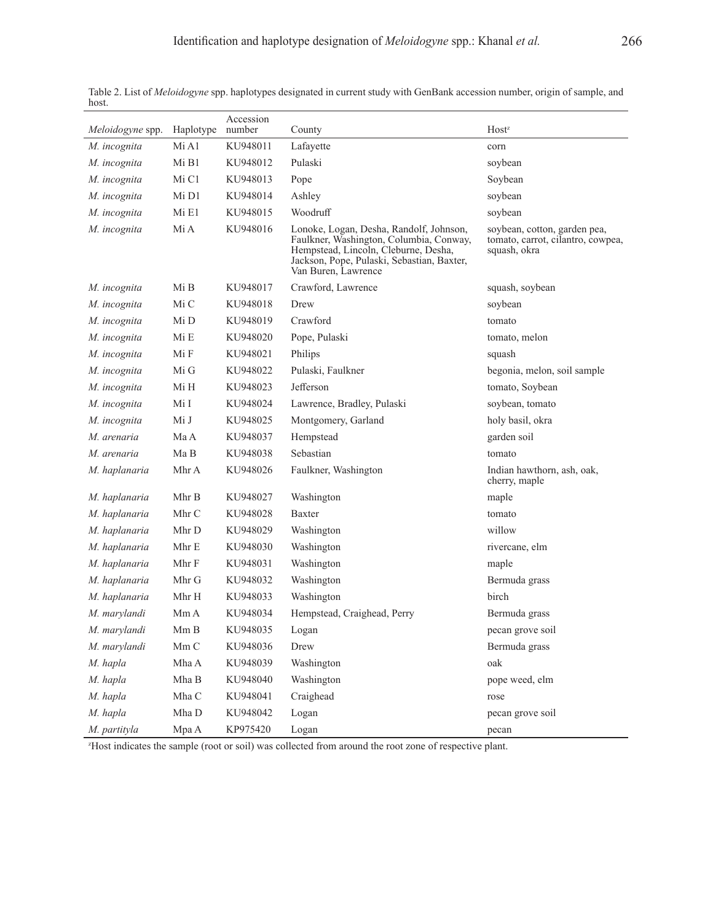Table 2. List of *Meloidogyne* spp. haplotypes designated in current study with GenBank accession number, origin of sample, and host.

| *Meloidogyne* spp. | Haplotype | Accession number | County | Host[z] |
|---|---|---|---|---|
| *M. incognita* | Mi A1 | KU948011 | Lafayette | corn |
| *M. incognita* | Mi B1 | KU948012 | Pulaski | soybean |
| *M. incognita* | Mi C1 | KU948013 | Pope | Soybean |
| *M. incognita* | Mi D1 | KU948014 | Ashley | soybean |
| *M. incognita* | Mi E1 | KU948015 | Woodruff | soybean |
| *M. incognita* | Mi A | KU948016 | Lonoke, Logan, Desha, Randolf, Johnson, Faulkner, Washington, Columbia, Conway, Hempstead, Lincoln, Cleburne, Desha, Jackson, Pope, Pulaski, Sebastian, Baxter, Van Buren, Lawrence | soybean, cotton, garden pea, tomato, carrot, cilantro, cowpea, squash, okra |
| *M. incognita* | Mi B | KU948017 | Crawford, Lawrence | squash, soybean |
| *M. incognita* | Mi C | KU948018 | Drew | soybean |
| *M. incognita* | Mi D | KU948019 | Crawford | tomato |
| *M. incognita* | Mi E | KU948020 | Pope, Pulaski | tomato, melon |
| *M. incognita* | Mi F | KU948021 | Philips | squash |
| *M. incognita* | Mi G | KU948022 | Pulaski, Faulkner | begonia, melon, soil sample |
| *M. incognita* | Mi H | KU948023 | Jefferson | tomato, Soybean |
| *M. incognita* | Mi I | KU948024 | Lawrence, Bradley, Pulaski | soybean, tomato |
| *M. incognita* | Mi J | KU948025 | Montgomery, Garland | holy basil, okra |
| *M. arenaria* | Ma A | KU948037 | Hempstead | garden soil |
| *M. arenaria* | Ma B | KU948038 | Sebastian | tomato |
| *M. haplanaria* | Mhr A | KU948026 | Faulkner, Washington | Indian hawthorn, ash, oak, cherry, maple |
| *M. haplanaria* | Mhr B | KU948027 | Washington | maple |
| *M. haplanaria* | Mhr C | KU948028 | Baxter | tomato |
| *M. haplanaria* | Mhr D | KU948029 | Washington | willow |
| *M. haplanaria* | Mhr E | KU948030 | Washington | rivercane, elm |
| *M. haplanaria* | Mhr F | KU948031 | Washington | maple |
| *M. haplanaria* | Mhr G | KU948032 | Washington | Bermuda grass |
| *M. haplanaria* | Mhr H | KU948033 | Washington | birch |
| *M. marylandi* | Mm A | KU948034 | Hempstead, Craighead, Perry | Bermuda grass |
| *M. marylandi* | Mm B | KU948035 | Logan | pecan grove soil |
| *M. marylandi* | Mm C | KU948036 | Drew | Bermuda grass |
| *M. hapla* | Mha A | KU948039 | Washington | oak |
| *M. hapla* | Mha B | KU948040 | Washington | pope weed, elm |
| *M. hapla* | Mha C | KU948041 | Craighead | rose |
| *M. hapla* | Mha D | KU948042 | Logan | pecan grove soil |
| *M. partityla* | Mpa A | KP975420 | Logan | pecan |

[z]Host indicates the sample (root or soil) was collected from around the root zone of respective plant.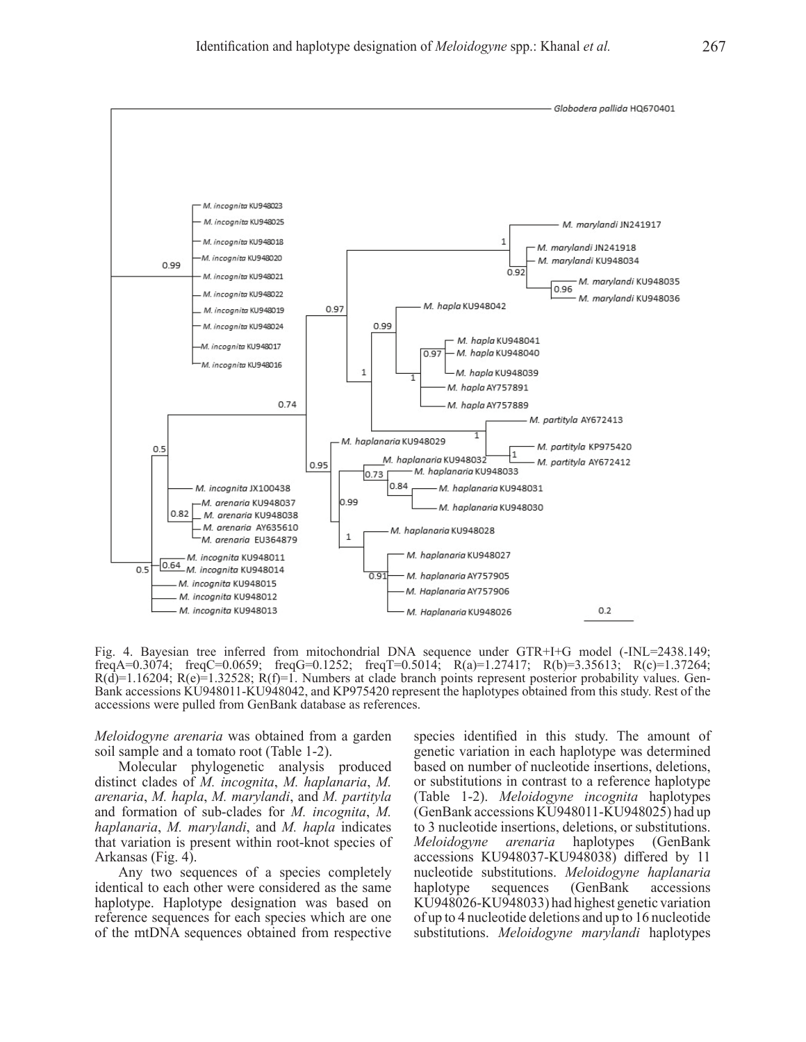Fig. 4. Bayesian tree inferred from mitochondrial DNA sequence under GTR+I+G model (-INL=2438.149; freqA=0.3074; freqC=0.0659; freqG=0.1252; freqT=0.5014; R(a)=1.27417; R(b)=3.35613; R(c)=1.37264; R(d)=1.16204; R(e)=1.32528; R(f)=1. Numbers at clade branch points represent posterior probability values. GenBank accessions KU948011-KU948042, and KP975420 represent the haplotypes obtained from this study. Rest of the accessions were pulled from GenBank database as references.

*Meloidogyne arenaria* was obtained from a garden soil sample and a tomato root (Table 1-2).

Molecular phylogenetic analysis produced distinct clades of *M. incognita*, *M. haplanaria*, *M. arenaria*, *M. hapla*, *M. marylandi*, and *M. partityla* and formation of sub-clades for *M. incognita*, *M. haplanaria*, *M. marylandi*, and *M. hapla* indicates that variation is present within root-knot species of Arkansas (Fig. 4).

Any two sequences of a species completely identical to each other were considered as the same haplotype. Haplotype designation was based on reference sequences for each species which are one of the mtDNA sequences obtained from respective species identified in this study. The amount of genetic variation in each haplotype was determined based on number of nucleotide insertions, deletions, or substitutions in contrast to a reference haplotype (Table 1-2). *Meloidogyne incognita* haplotypes (GenBank accessions KU948011-KU948025) had up to 3 nucleotide insertions, deletions, or substitutions. *Meloidogyne arenaria* haplotypes (GenBank accessions KU948037-KU948038) differed by 11 nucleotide substitutions. *Meloidogyne haplanaria* haplotype sequences (GenBank accessions KU948026-KU948033) had highest genetic variation of up to 4 nucleotide deletions and up to 16 nucleotide substitutions. *Meloidogyne marylandi* haplotypes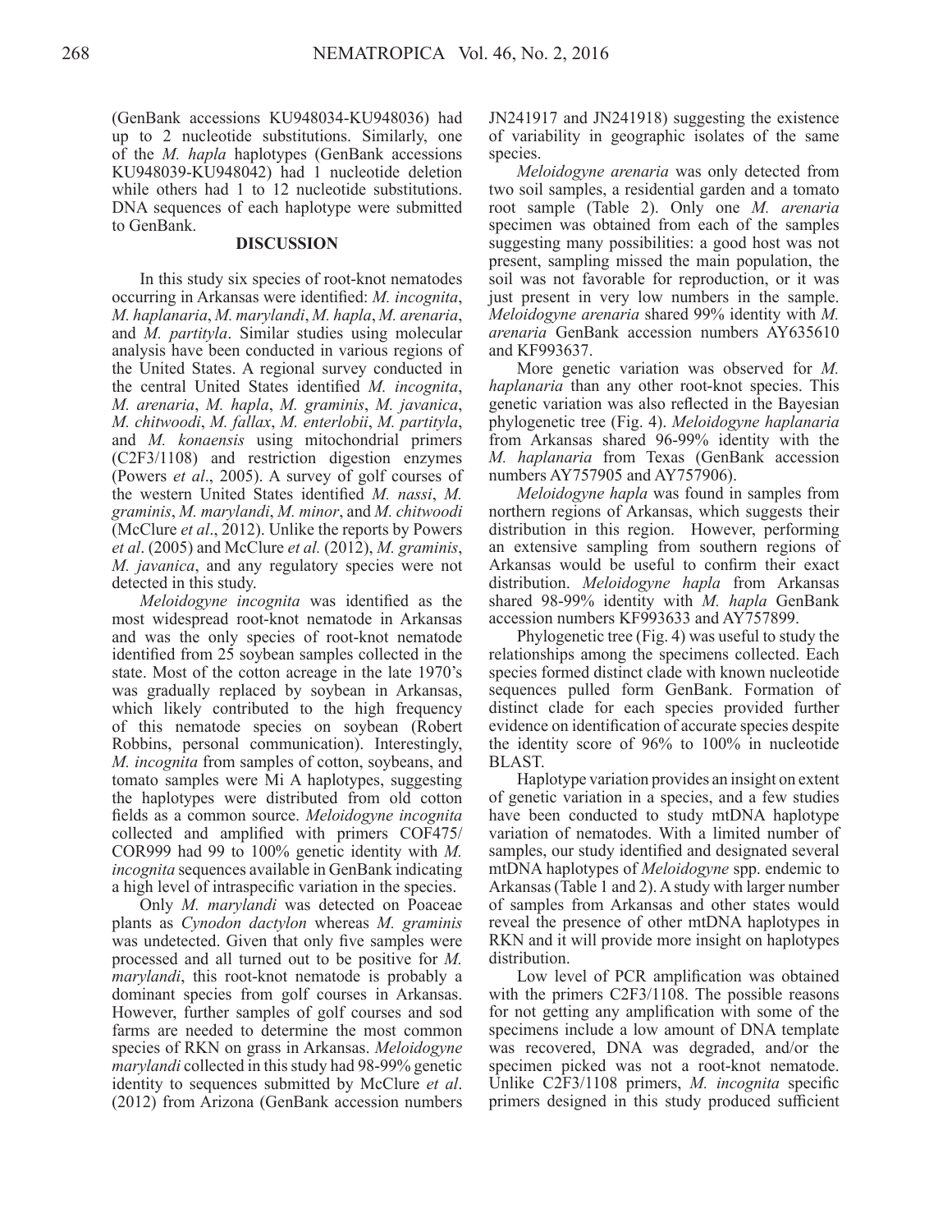(GenBank accessions KU948034-KU948036) had up to 2 nucleotide substitutions. Similarly, one of the *M. hapla* haplotypes (GenBank accessions KU948039-KU948042) had 1 nucleotide deletion while others had 1 to 12 nucleotide substitutions. DNA sequences of each haplotype were submitted to GenBank.

## DISCUSSION

In this study six species of root-knot nematodes occurring in Arkansas were identified: *M. incognita*, *M. haplanaria*, *M. marylandi*, *M. hapla*, *M. arenaria*, and *M. partityla*. Similar studies using molecular analysis have been conducted in various regions of the United States. A regional survey conducted in the central United States identified *M. incognita*, *M. arenaria*, *M. hapla*, *M. graminis*, *M. javanica*, *M. chitwoodi*, *M. fallax*, *M. enterlobii*, *M. partityla*, and *M. konaensis* using mitochondrial primers (C2F3/1108) and restriction digestion enzymes (Powers *et al*., 2005). A survey of golf courses of the western United States identified *M. nassi*, *M. graminis*, *M. marylandi*, *M. minor*, and *M. chitwoodi* (McClure *et al*., 2012). Unlike the reports by Powers *et al*. (2005) and McClure *et al.* (2012), *M. graminis*, *M. javanica*, and any regulatory species were not detected in this study.

*Meloidogyne incognita* was identified as the most widespread root-knot nematode in Arkansas and was the only species of root-knot nematode identified from 25 soybean samples collected in the state. Most of the cotton acreage in the late 1970's was gradually replaced by soybean in Arkansas, which likely contributed to the high frequency of this nematode species on soybean (Robert Robbins, personal communication). Interestingly, *M. incognita* from samples of cotton, soybeans, and tomato samples were Mi A haplotypes, suggesting the haplotypes were distributed from old cotton fields as a common source. *Meloidogyne incognita* collected and amplified with primers COF475/COR999 had 99 to 100% genetic identity with *M. incognita* sequences available in GenBank indicating a high level of intraspecific variation in the species.

Only *M. marylandi* was detected on Poaceae plants as *Cynodon dactylon* whereas *M. graminis* was undetected. Given that only five samples were processed and all turned out to be positive for *M. marylandi*, this root-knot nematode is probably a dominant species from golf courses in Arkansas. However, further samples of golf courses and sod farms are needed to determine the most common species of RKN on grass in Arkansas. *Meloidogyne marylandi* collected in this study had 98-99% genetic identity to sequences submitted by McClure *et al*. (2012) from Arizona (GenBank accession numbers JN241917 and JN241918) suggesting the existence of variability in geographic isolates of the same species.

*Meloidogyne arenaria* was only detected from two soil samples, a residential garden and a tomato root sample (Table 2). Only one *M. arenaria* specimen was obtained from each of the samples suggesting many possibilities: a good host was not present, sampling missed the main population, the soil was not favorable for reproduction, or it was just present in very low numbers in the sample. *Meloidogyne arenaria* shared 99% identity with *M. arenaria* GenBank accession numbers AY635610 and KF993637.

More genetic variation was observed for *M. haplanaria* than any other root-knot species. This genetic variation was also reflected in the Bayesian phylogenetic tree (Fig. 4). *Meloidogyne haplanaria* from Arkansas shared 96-99% identity with the *M. haplanaria* from Texas (GenBank accession numbers AY757905 and AY757906).

*Meloidogyne hapla* was found in samples from northern regions of Arkansas, which suggests their distribution in this region. However, performing an extensive sampling from southern regions of Arkansas would be useful to confirm their exact distribution. *Meloidogyne hapla* from Arkansas shared 98-99% identity with *M. hapla* GenBank accession numbers KF993633 and AY757899.

Phylogenetic tree (Fig. 4) was useful to study the relationships among the specimens collected. Each species formed distinct clade with known nucleotide sequences pulled form GenBank. Formation of distinct clade for each species provided further evidence on identification of accurate species despite the identity score of 96% to 100% in nucleotide BLAST.

Haplotype variation provides an insight on extent of genetic variation in a species, and a few studies have been conducted to study mtDNA haplotype variation of nematodes. With a limited number of samples, our study identified and designated several mtDNA haplotypes of *Meloidogyne* spp. endemic to Arkansas (Table 1 and 2). A study with larger number of samples from Arkansas and other states would reveal the presence of other mtDNA haplotypes in RKN and it will provide more insight on haplotypes distribution.

Low level of PCR amplification was obtained with the primers C2F3/1108. The possible reasons for not getting any amplification with some of the specimens include a low amount of DNA template was recovered, DNA was degraded, and/or the specimen picked was not a root-knot nematode. Unlike C2F3/1108 primers, *M. incognita* specific primers designed in this study produced sufficient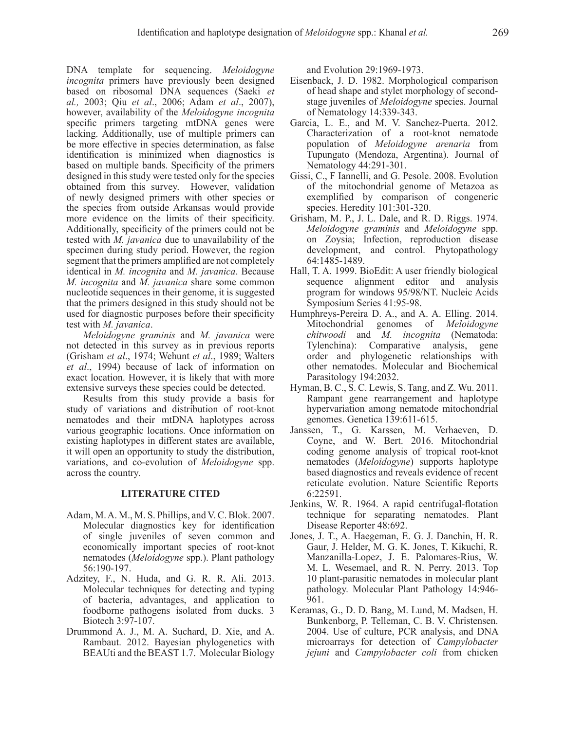DNA template for sequencing. *Meloidogyne incognita* primers have previously been designed based on ribosomal DNA sequences (Saeki *et al.,* 2003; Qiu *et al*., 2006; Adam *et al*., 2007), however, availability of the *Meloidogyne incognita* specific primers targeting mtDNA genes were lacking. Additionally, use of multiple primers can be more effective in species determination, as false identification is minimized when diagnostics is based on multiple bands. Specificity of the primers designed in this study were tested only for the species obtained from this survey. However, validation of newly designed primers with other species or the species from outside Arkansas would provide more evidence on the limits of their specificity. Additionally, specificity of the primers could not be tested with *M. javanica* due to unavailability of the specimen during study period. However, the region segment that the primers amplified are not completely identical in *M. incognita* and *M. javanica*. Because *M. incognita* and *M. javanica* share some common nucleotide sequences in their genome, it is suggested that the primers designed in this study should not be used for diagnostic purposes before their specificity test with *M. javanica*.

*Meloidogyne graminis* and *M. javanica* were not detected in this survey as in previous reports (Grisham *et al*., 1974; Wehunt *et al*., 1989; Walters *et al*., 1994) because of lack of information on exact location. However, it is likely that with more extensive surveys these species could be detected.

Results from this study provide a basis for study of variations and distribution of root-knot nematodes and their mtDNA haplotypes across various geographic locations. Once information on existing haplotypes in different states are available, it will open an opportunity to study the distribution, variations, and co-evolution of *Meloidogyne* spp. across the country.

## LITERATURE CITED

Adam, M. A. M., M. S. Phillips, and V. C. Blok. 2007. Molecular diagnostics key for identification of single juveniles of seven common and economically important species of root-knot nematodes (*Meloidogyne* spp.). Plant pathology 56:190-197.

Adzitey, F., N. Huda, and G. R. R. Ali. 2013. Molecular techniques for detecting and typing of bacteria, advantages, and application to foodborne pathogens isolated from ducks. 3 Biotech 3:97-107.

Drummond A. J., M. A. Suchard, D. Xie, and A. Rambaut. 2012. Bayesian phylogenetics with BEAUti and the BEAST 1.7. Molecular Biology and Evolution 29:1969-1973.

Eisenback, J. D. 1982. Morphological comparison of head shape and stylet morphology of second-stage juveniles of *Meloidogyne* species. Journal of Nematology 14:339-343.

Garcia, L. E., and M. V. Sanchez-Puerta. 2012. Characterization of a root-knot nematode population of *Meloidogyne arenaria* from Tupungato (Mendoza, Argentina). Journal of Nematology 44:291-301.

Gissi, C., F Iannelli, and G. Pesole. 2008. Evolution of the mitochondrial genome of Metazoa as exemplified by comparison of congeneric species. Heredity 101:301-320.

Grisham, M. P., J. L. Dale, and R. D. Riggs. 1974. *Meloidogyne graminis* and *Meloidogyne* spp. on Zoysia; Infection, reproduction disease development, and control. Phytopathology 64:1485-1489.

Hall, T. A. 1999. BioEdit: A user friendly biological sequence alignment editor and analysis program for windows 95/98/NT. Nucleic Acids Symposium Series 41:95-98.

Humphreys-Pereira D. A., and A. A. Elling. 2014. Mitochondrial genomes of *Meloidogyne chitwoodi* and *M. incognita* (Nematoda: Tylenchina): Comparative analysis, gene order and phylogenetic relationships with other nematodes. Molecular and Biochemical Parasitology 194:2032.

Hyman, B. C., S. C. Lewis, S. Tang, and Z. Wu. 2011. Rampant gene rearrangement and haplotype hypervariation among nematode mitochondrial genomes. Genetica 139:611-615.

Janssen, T., G. Karssen, M. Verhaeven, D. Coyne, and W. Bert. 2016. Mitochondrial coding genome analysis of tropical root-knot nematodes (*Meloidogyne*) supports haplotype based diagnostics and reveals evidence of recent reticulate evolution. Nature Scientific Reports 6:22591.

Jenkins, W. R. 1964. A rapid centrifugal-flotation technique for separating nematodes. Plant Disease Reporter 48:692.

Jones, J. T., A. Haegeman, E. G. J. Danchin, H. R. Gaur, J. Helder, M. G. K. Jones, T. Kikuchi, R. Manzanilla-Lopez, J. E. Palomares-Rius, W. M. L. Wesemael, and R. N. Perry. 2013. Top 10 plant-parasitic nematodes in molecular plant pathology. Molecular Plant Pathology 14:946-961.

Keramas, G., D. D. Bang, M. Lund, M. Madsen, H. Bunkenborg, P. Telleman, C. B. V. Christensen. 2004. Use of culture, PCR analysis, and DNA microarrays for detection of *Campylobacter jejuni* and *Campylobacter coli* from chicken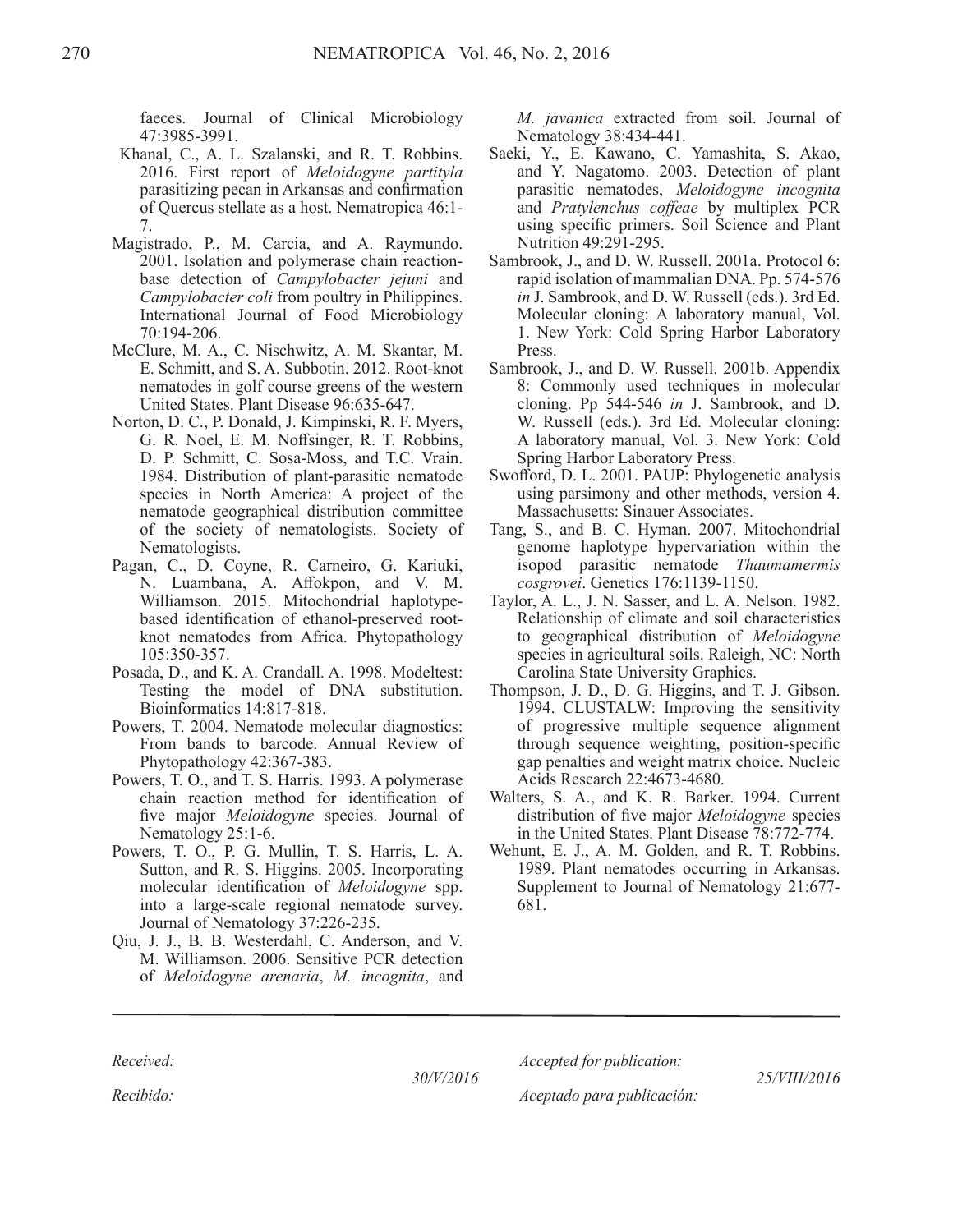faeces. Journal of Clinical Microbiology 47:3985-3991.

Khanal, C., A. L. Szalanski, and R. T. Robbins. 2016. First report of *Meloidogyne partityla* parasitizing pecan in Arkansas and confirmation of Quercus stellate as a host. Nematropica 46:1-7.

Magistrado, P., M. Carcia, and A. Raymundo. 2001. Isolation and polymerase chain reaction-base detection of *Campylobacter jejuni* and *Campylobacter coli* from poultry in Philippines. International Journal of Food Microbiology 70:194-206.

McClure, M. A., C. Nischwitz, A. M. Skantar, M. E. Schmitt, and S. A. Subbotin. 2012. Root-knot nematodes in golf course greens of the western United States. Plant Disease 96:635-647.

Norton, D. C., P. Donald, J. Kimpinski, R. F. Myers, G. R. Noel, E. M. Noffsinger, R. T. Robbins, D. P. Schmitt, C. Sosa-Moss, and T.C. Vrain. 1984. Distribution of plant-parasitic nematode species in North America: A project of the nematode geographical distribution committee of the society of nematologists. Society of Nematologists.

Pagan, C., D. Coyne, R. Carneiro, G. Kariuki, N. Luambana, A. Affokpon, and V. M. Williamson. 2015. Mitochondrial haplotype-based identification of ethanol-preserved root-knot nematodes from Africa. Phytopathology 105:350-357.

Posada, D., and K. A. Crandall. A. 1998. Modeltest: Testing the model of DNA substitution. Bioinformatics 14:817-818.

Powers, T. 2004. Nematode molecular diagnostics: From bands to barcode. Annual Review of Phytopathology 42:367-383.

Powers, T. O., and T. S. Harris. 1993. A polymerase chain reaction method for identification of five major *Meloidogyne* species. Journal of Nematology 25:1-6.

Powers, T. O., P. G. Mullin, T. S. Harris, L. A. Sutton, and R. S. Higgins. 2005. Incorporating molecular identification of *Meloidogyne* spp. into a large-scale regional nematode survey. Journal of Nematology 37:226-235.

Qiu, J. J., B. B. Westerdahl, C. Anderson, and V. M. Williamson. 2006. Sensitive PCR detection of *Meloidogyne arenaria*, *M. incognita*, and *M. javanica* extracted from soil. Journal of Nematology 38:434-441.

Saeki, Y., E. Kawano, C. Yamashita, S. Akao, and Y. Nagatomo. 2003. Detection of plant parasitic nematodes, *Meloidogyne incognita* and *Pratylenchus coffeae* by multiplex PCR using specific primers. Soil Science and Plant Nutrition 49:291-295.

Sambrook, J., and D. W. Russell. 2001a. Protocol 6: rapid isolation of mammalian DNA. Pp. 574-576 *in* J. Sambrook, and D. W. Russell (eds.). 3rd Ed. Molecular cloning: A laboratory manual, Vol. 1. New York: Cold Spring Harbor Laboratory Press.

Sambrook, J., and D. W. Russell. 2001b. Appendix 8: Commonly used techniques in molecular cloning. Pp 544-546 *in* J. Sambrook, and D. W. Russell (eds.). 3rd Ed. Molecular cloning: A laboratory manual, Vol. 3. New York: Cold Spring Harbor Laboratory Press.

Swofford, D. L. 2001. PAUP: Phylogenetic analysis using parsimony and other methods, version 4. Massachusetts: Sinauer Associates.

Tang, S., and B. C. Hyman. 2007. Mitochondrial genome haplotype hypervariation within the isopod parasitic nematode *Thaumamermis cosgrovei*. Genetics 176:1139-1150.

Taylor, A. L., J. N. Sasser, and L. A. Nelson. 1982. Relationship of climate and soil characteristics to geographical distribution of *Meloidogyne* species in agricultural soils. Raleigh, NC: North Carolina State University Graphics.

Thompson, J. D., D. G. Higgins, and T. J. Gibson. 1994. CLUSTALW: Improving the sensitivity of progressive multiple sequence alignment through sequence weighting, position-specific gap penalties and weight matrix choice. Nucleic Acids Research 22:4673-4680.

Walters, S. A., and K. R. Barker. 1994. Current distribution of five major *Meloidogyne* species in the United States. Plant Disease 78:772-774.

Wehunt, E. J., A. M. Golden, and R. T. Robbins. 1989. Plant nematodes occurring in Arkansas. Supplement to Journal of Nematology 21:677-681.

---

*Received:* 30/V/2016 *Accepted for publication:* 25/VIII/2016

*Recibido:* *Aceptado para publicación:*